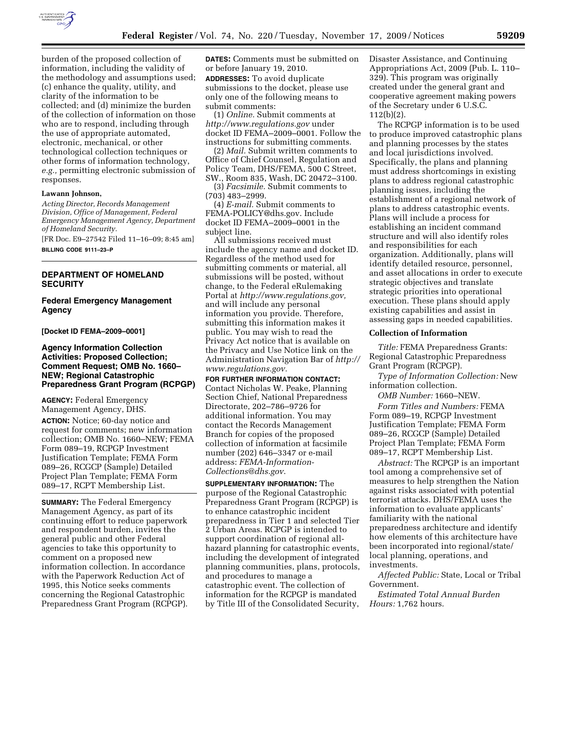burden of the proposed collection of information, including the validity of the methodology and assumptions used; (c) enhance the quality, utility, and clarity of the information to be collected; and (d) minimize the burden of the collection of information on those who are to respond, including through the use of appropriate automated, electronic, mechanical, or other technological collection techniques or other forms of information technology, *e.g.,* permitting electronic submission of responses.

**Lawann Johnson,**

*Acting Director, Records Management Division, Office of Management, Federal Emergency Management Agency, Department of Homeland Security.*

[FR Doc. E9–27542 Filed 11–16–09; 8:45 am]

**BILLING CODE 9111–23–P**

## DEPARTMENT OF HOMELAND SECURITY

### Federal Emergency Management Agency

**[Docket ID FEMA–2009–0001]**

### Agency Information Collection Activities: Proposed Collection; Comment Request; OMB No. 1660–NEW; Regional Catastrophic Preparedness Grant Program (RCPGP)

**AGENCY:** Federal Emergency Management Agency, DHS.

**ACTION:** Notice; 60-day notice and request for comments; new information collection; OMB No. 1660–NEW; FEMA Form 089–19, RCPGP Investment Justification Template; FEMA Form 089–26, RCGCP (Sample) Detailed Project Plan Template; FEMA Form 089–17, RCPT Membership List.

**SUMMARY:** The Federal Emergency Management Agency, as part of its continuing effort to reduce paperwork and respondent burden, invites the general public and other Federal agencies to take this opportunity to comment on a proposed new information collection. In accordance with the Paperwork Reduction Act of 1995, this Notice seeks comments concerning the Regional Catastrophic Preparedness Grant Program (RCPGP).

**DATES:** Comments must be submitted on or before January 19, 2010.

**ADDRESSES:** To avoid duplicate submissions to the docket, please use only one of the following means to submit comments:

(1) *Online.* Submit comments at *http://www.regulations.gov* under docket ID FEMA–2009–0001. Follow the instructions for submitting comments.

(2) *Mail.* Submit written comments to Office of Chief Counsel, Regulation and Policy Team, DHS/FEMA, 500 C Street, SW., Room 835, Wash, DC 20472–3100.

(3) *Facsimile.* Submit comments to (703) 483–2999.

(4) *E-mail.* Submit comments to FEMA-POLICY@dhs.gov. Include docket ID FEMA–2009–0001 in the subject line.

All submissions received must include the agency name and docket ID. Regardless of the method used for submitting comments or material, all submissions will be posted, without change, to the Federal eRulemaking Portal at *http://www.regulations.gov,* and will include any personal information you provide. Therefore, submitting this information makes it public. You may wish to read the Privacy Act notice that is available on the Privacy and Use Notice link on the Administration Navigation Bar of *http://www.regulations.gov.*

**FOR FURTHER INFORMATION CONTACT:** Contact Nicholas W. Peake, Planning Section Chief, National Preparedness Directorate, 202–786–9726 for additional information. You may contact the Records Management Branch for copies of the proposed collection of information at facsimile number (202) 646–3347 or e-mail address: *FEMA-Information-Collections@dhs.gov*.

**SUPPLEMENTARY INFORMATION:** The purpose of the Regional Catastrophic Preparedness Grant Program (RCPGP) is to enhance catastrophic incident preparedness in Tier 1 and selected Tier 2 Urban Areas. RCPGP is intended to support coordination of regional all-hazard planning for catastrophic events, including the development of integrated planning communities, plans, protocols, and procedures to manage a catastrophic event. The collection of information for the RCPGP is mandated by Title III of the Consolidated Security, Disaster Assistance, and Continuing Appropriations Act, 2009 (Pub. L. 110–329). This program was originally created under the general grant and cooperative agreement making powers of the Secretary under 6 U.S.C. 112(b)(2).

The RCPGP information is to be used to produce improved catastrophic plans and planning processes by the states and local jurisdictions involved. Specifically, the plans and planning must address shortcomings in existing plans to address regional catastrophic planning issues, including the establishment of a regional network of plans to address catastrophic events. Plans will include a process for establishing an incident command structure and will also identify roles and responsibilities for each organization. Additionally, plans will identify detailed resource, personnel, and asset allocations in order to execute strategic objectives and translate strategic priorities into operational execution. These plans should apply existing capabilities and assist in assessing gaps in needed capabilities.

#### Collection of Information

*Title:* FEMA Preparedness Grants: Regional Catastrophic Preparedness Grant Program (RCPGP).

*Type of Information Collection:* New information collection.

*OMB Number:* 1660–NEW.

*Form Titles and Numbers:* FEMA Form 089–19, RCPGP Investment Justification Template; FEMA Form 089–26, RCGCP (Sample) Detailed Project Plan Template; FEMA Form 089–17, RCPT Membership List.

*Abstract:* The RCPGP is an important tool among a comprehensive set of measures to help strengthen the Nation against risks associated with potential terrorist attacks. DHS/FEMA uses the information to evaluate applicants' familiarity with the national preparedness architecture and identify how elements of this architecture have been incorporated into regional/state/local planning, operations, and investments.

*Affected Public:* State, Local or Tribal Government.

*Estimated Total Annual Burden Hours:* 1,762 hours.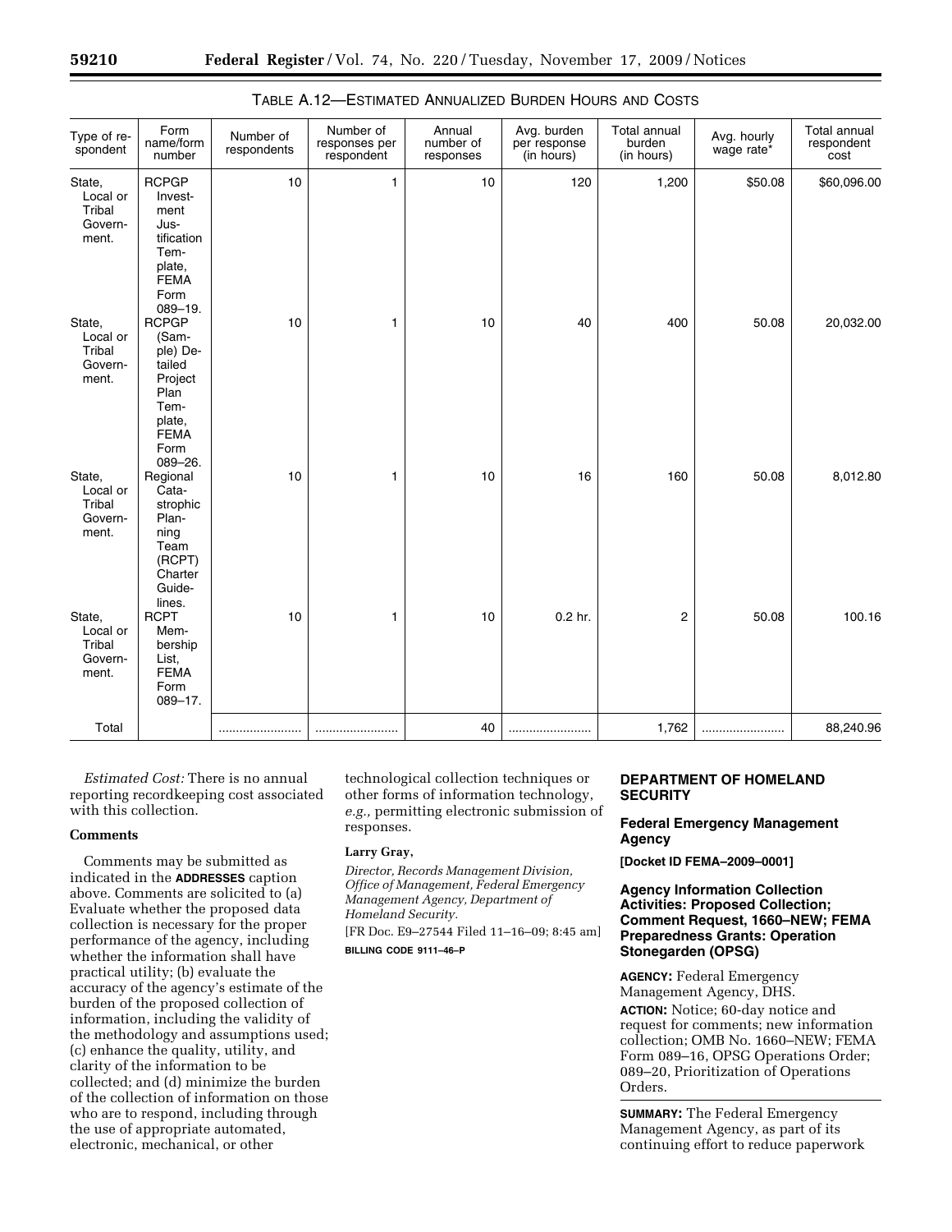TABLE A.12—ESTIMATED ANNUALIZED BURDEN HOURS AND COSTS

| Type of respondent | Form name/form number | Number of respondents | Number of responses per respondent | Annual number of responses | Avg. burden per response (in hours) | Total annual burden (in hours) | Avg. hourly wage rate* | Total annual respondent cost |
|---|---|---|---|---|---|---|---|---|
| State, Local or Tribal Government. | RCPGP Investment Justification Template, FEMA Form 089–19. | 10 | 1 | 10 | 120 | 1,200 | $50.08 | $60,096.00 |
| State, Local or Tribal Government. | RCPGP (Sample) Detailed Project Plan Template, FEMA Form 089–26. | 10 | 1 | 10 | 40 | 400 | 50.08 | 20,032.00 |
| State, Local or Tribal Government. | Regional Catastrophic Planning Team (RCPT) Charter Guidelines. | 10 | 1 | 10 | 16 | 160 | 50.08 | 8,012.80 |
| State, Local or Tribal Government. | RCPT Membership List, FEMA Form 089–17. | 10 | 1 | 10 | 0.2 hr. | 2 | 50.08 | 100.16 |
| Total | | ........................ | ........................ | 40 | ........................ | 1,762 | ........................ | 88,240.96 |

*Estimated Cost:* There is no annual reporting recordkeeping cost associated with this collection.

**Comments**

Comments may be submitted as indicated in the **ADDRESSES** caption above. Comments are solicited to (a) Evaluate whether the proposed data collection is necessary for the proper performance of the agency, including whether the information shall have practical utility; (b) evaluate the accuracy of the agency's estimate of the burden of the proposed collection of information, including the validity of the methodology and assumptions used; (c) enhance the quality, utility, and clarity of the information to be collected; and (d) minimize the burden of the collection of information on those who are to respond, including through the use of appropriate automated, electronic, mechanical, or other technological collection techniques or other forms of information technology, *e.g.,* permitting electronic submission of responses.

**Larry Gray,**

*Director, Records Management Division, Office of Management, Federal Emergency Management Agency, Department of Homeland Security.*

[FR Doc. E9–27544 Filed 11–16–09; 8:45 am]

**BILLING CODE 9111–46–P**

## DEPARTMENT OF HOMELAND SECURITY

### Federal Emergency Management Agency

**[Docket ID FEMA–2009–0001]**

### Agency Information Collection Activities: Proposed Collection; Comment Request, 1660–NEW; FEMA Preparedness Grants: Operation Stonegarden (OPSG)

**AGENCY:** Federal Emergency Management Agency, DHS.

**ACTION:** Notice; 60-day notice and request for comments; new information collection; OMB No. 1660–NEW; FEMA Form 089–16, OPSG Operations Order; 089–20, Prioritization of Operations Orders.

**SUMMARY:** The Federal Emergency Management Agency, as part of its continuing effort to reduce paperwork